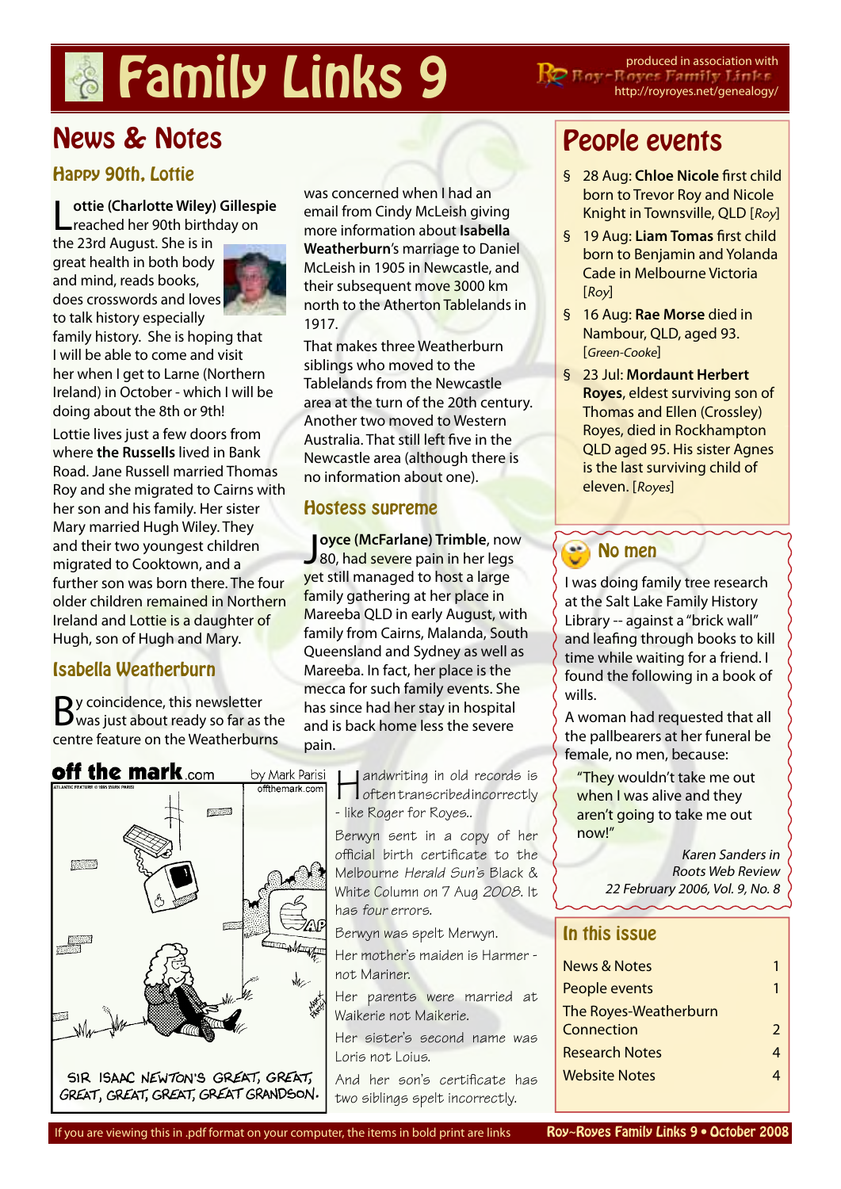# Family Links 9

produced in association with Roy~Royes Family Links http://royroyes.net/genealogy/

## News & Notes

### Happy 90th, Lottie

**Lottie (Charlotte Wiley) Gillespie** reached her 90th birthday on the 23rd August. She is in great health in both body and mind, reads books, does crosswords and loves to talk family history especially family history. She is hoping that I will be able to come and visit her when I get to Larne (Northern Ireland) in October - which I will be doing about the 8th or 9th!

Lottie lives just a few doors from where **the Russells** lived in Bank Road. Jane Russell married Thomas Roy and she migrated to Cairns with her son and his family. Her sister Mary married Hugh Wiley. They and their two youngest children migrated to Cooktown, and a further son was born there. The four older children remained in Northern Ireland and Lottie is a daughter of Hugh, son of Hugh and Mary.

### Isabella Weatherburn

By coincidence, this newsletter was just about ready so far as the centre feature on the Weatherburns was concerned when I had an email from Cindy McLeish giving more information about **Isabella Weatherburn**'s marriage to Daniel McLeish in 1905 in Newcastle, and their subsequent move 3000 km north to the Atherton Tablelands in 1917.

That makes three Weatherburn siblings who moved to the Tablelands from the Newcastle area at the turn of the 20th century. Another two moved to Western Australia. That still left five in the Newcastle area (although there is no information about one).

### Hostess supreme

**Joyce (McFarlane) Trimble**, now 80, had severe pain in her legs yet still managed to host a large family gathering at her place in Mareeba QLD in early August, with family from Cairns, Malanda, South Queensland and Sydney as well as Mareeba. In fact, her place is the mecca for such family events. She has since had her stay in hospital and is back home less the severe pain.

off the mark.com by Mark Parisi offthemark.com

SIR ISAAC NEWTON'S GREAT, GREAT, GREAT, GREAT, GREAT, GREAT GRANDSON.

Handwriting in old records is often transcribed incorrectly - like Roger for Royes..

Berwyn sent in a copy of her official birth certificate to the Melbourne *Herald Sun's* Black & White Column on 7 Aug *2008*. It has *four* errors.

Berwyn was spelt Merwyn.

Her mother's maiden is Harmer - not Mariner.

Her parents were married at Waikerie not Maikerie.

Her sister's second name was Loris not Loius.

And her son's certificate has two siblings spelt incorrectly.

## People events

- 28 Aug: **Chloe Nicole** first child born to Trevor Roy and Nicole Knight in Townsville, QLD [*Roy*]
- 19 Aug: **Liam Tomas** first child born to Benjamin and Yolanda Cade in Melbourne Victoria [*Roy*]
- 16 Aug: **Rae Morse** died in Nambour, QLD, aged 93. [*Green-Cooke*]
- 23 Jul: **Mordaunt Herbert Royes**, eldest surviving son of Thomas and Ellen (Crossley) Royes, died in Rockhampton QLD aged 95. His sister Agnes is the last surviving child of eleven. [*Royes*]

### No men

I was doing family tree research at the Salt Lake Family History Library -- against a "brick wall" and leafing through books to kill time while waiting for a friend. I found the following in a book of wills.

A woman had requested that all the pallbearers at her funeral be female, no men, because:

"They wouldn't take me out when I was alive and they aren't going to take me out now!"

*Karen Sanders in Roots Web Review 22 February 2006, Vol. 9, No. 8*

### In this issue

| | |
|---|---|
| News & Notes | 1 |
| People events | 1 |
| The Royes-Weatherburn Connection | 2 |
| Research Notes | 4 |
| Website Notes | 4 |

If you are viewing this in .pdf format on your computer, the items in bold print are links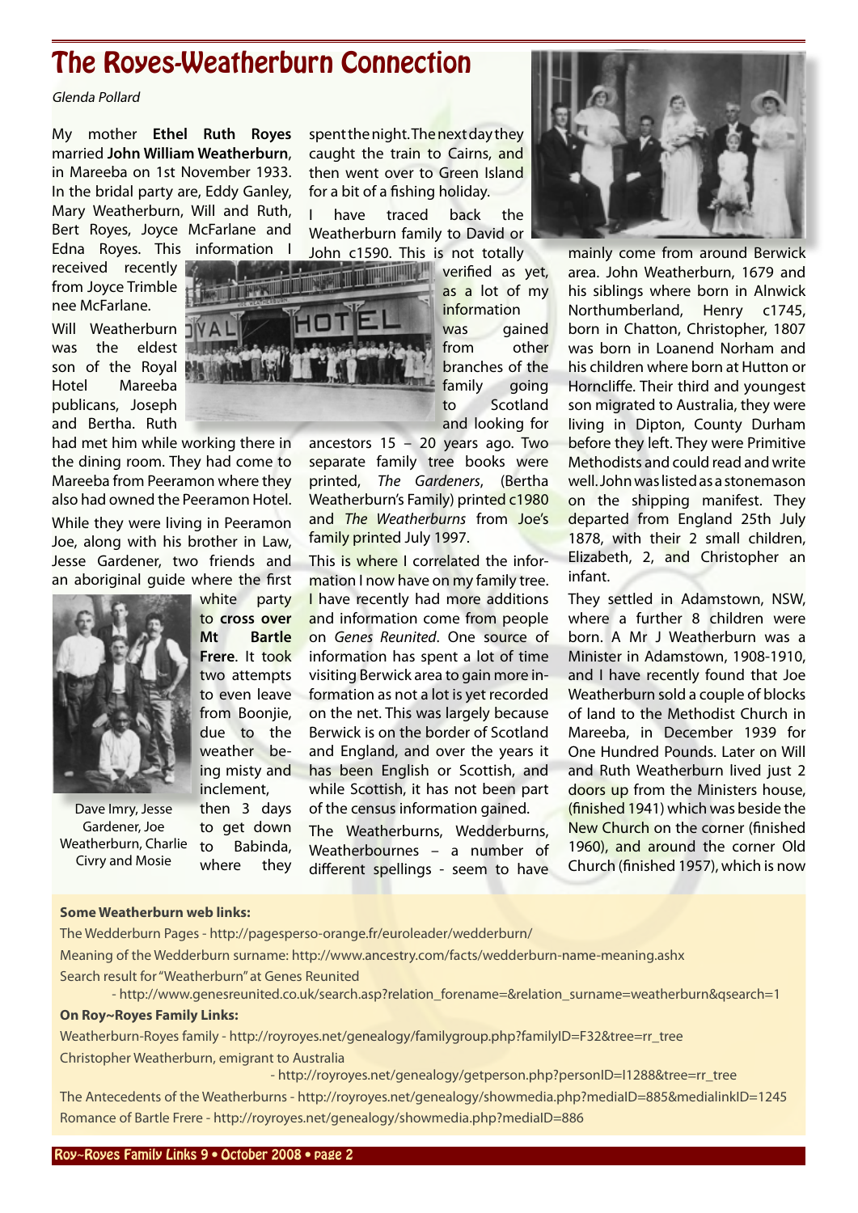# The Royes-Weatherburn Connection

*Glenda Pollard*

My mother **Ethel Ruth Royes** married **John William Weatherburn**, in Mareeba on 1st November 1933. In the bridal party are, Eddy Ganley, Mary Weatherburn, Will and Ruth, Bert Royes, Joyce McFarlane and Edna Royes. This information I received recently from Joyce Trimble nee McFarlane.

Will Weatherburn was the eldest son of the Royal Hotel Mareeba publicans, Joseph and Bertha. Ruth had met him while working there in the dining room. They had come to Mareeba from Peeramon where they also had owned the Peeramon Hotel.

While they were living in Peeramon Joe, along with his brother in Law, Jesse Gardener, two friends and an aboriginal guide where the first white party to **cross over Mt Bartle Frere**. It took two attempts to even leave from Boonjie, due to the weather being misty and inclement, then 3 days to get down to Babinda, where they spent the night. The next day they caught the train to Cairns, and then went over to Green Island for a bit of a fishing holiday.

Dave Imry, Jesse Gardener, Joe Weatherburn, Charlie Civry and Mosie

I have traced back the Weatherburn family to David or John c1590. This is not totally verified as yet, as a lot of my information was gained from other branches of the family going to Scotland and looking for ancestors 15 – 20 years ago. Two separate family tree books were printed, *The Gardeners*, (Bertha Weatherburn's Family) printed c1980 and *The Weatherburns* from Joe's family printed July 1997.

This is where I correlated the information I now have on my family tree. I have recently had more additions and information come from people on *Genes Reunited*. One source of information has spent a lot of time visiting Berwick area to gain more information as not a lot is yet recorded on the net. This was largely because Berwick is on the border of Scotland and England, and over the years it has been English or Scottish, and while Scottish, it has not been part of the census information gained.

The Weatherburns, Wedderburns, Weatherbournes – a number of different spellings - seem to have mainly come from around Berwick area. John Weatherburn, 1679 and his siblings where born in Alnwick Northumberland, Henry c1745, born in Chatton, Christopher, 1807 was born in Loanend Norham and his children where born at Hutton or Horncliffe. Their third and youngest son migrated to Australia, they were living in Dipton, County Durham before they left. They were Primitive Methodists and could read and write well. John was listed as a stonemason on the shipping manifest. They departed from England 25th July 1878, with their 2 small children, Elizabeth, 2, and Christopher an infant.

They settled in Adamstown, NSW, where a further 8 children were born. A Mr J Weatherburn was a Minister in Adamstown, 1908-1910, and I have recently found that Joe Weatherburn sold a couple of blocks of land to the Methodist Church in Mareeba, in December 1939 for One Hundred Pounds. Later on Will and Ruth Weatherburn lived just 2 doors up from the Ministers house, (finished 1941) which was beside the New Church on the corner (finished 1960), and around the corner Old Church (finished 1957), which is now

**Some Weatherburn web links:**

The Wedderburn Pages - http://pagesperso-orange.fr/euroleader/wedderburn/

Meaning of the Wedderburn surname: http://www.ancestry.com/facts/wedderburn-name-meaning.ashx

Search result for "Weatherburn" at Genes Reunited - http://www.genesreunited.co.uk/search.asp?relation_forename=&relation_surname=weatherburn&qsearch=1

**On Roy~Royes Family Links:**

Weatherburn-Royes family - http://royroyes.net/genealogy/familygroup.php?familyID=F32&tree=rr_tree

Christopher Weatherburn, emigrant to Australia - http://royroyes.net/genealogy/getperson.php?personID=I1288&tree=rr_tree

The Antecedents of the Weatherburns - http://royroyes.net/genealogy/showmedia.php?mediaID=885&medialinkID=1245

Romance of Bartle Frere - http://royroyes.net/genealogy/showmedia.php?mediaID=886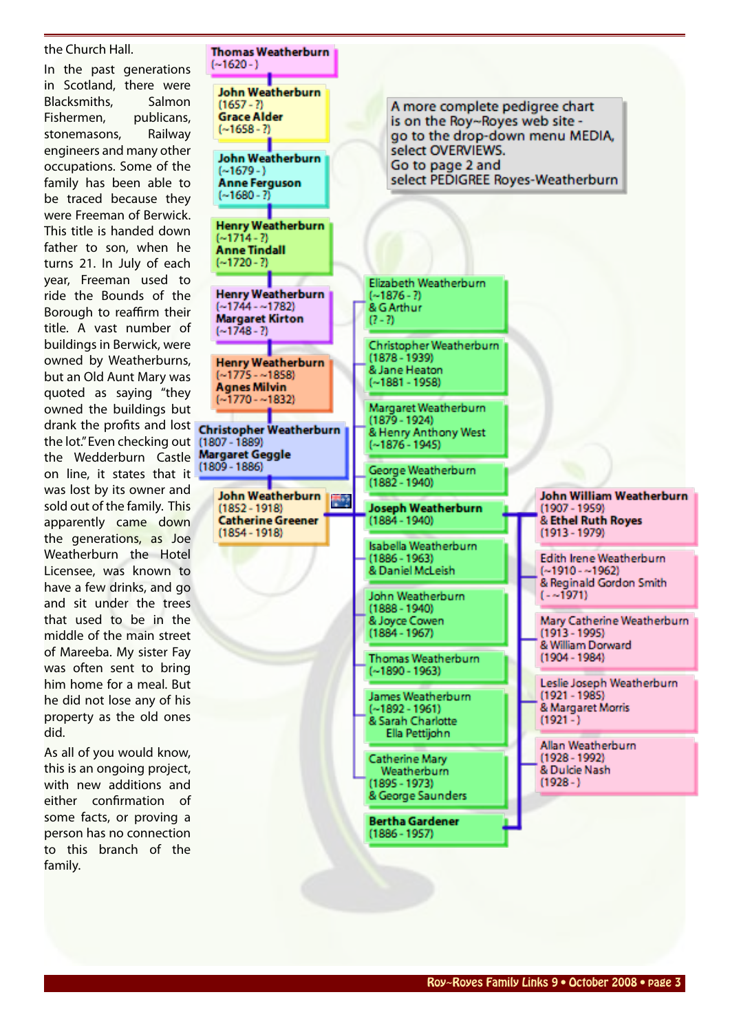the Church Hall.

In the past generations in Scotland, there were Blacksmiths, Salmon Fishermen, publicans, stonemasons, Railway engineers and many other occupations. Some of the family has been able to be traced because they were Freeman of Berwick. This title is handed down father to son, when he turns 21. In July of each year, Freeman used to ride the Bounds of the Borough to reaffirm their title. A vast number of buildings in Berwick, were owned by Weatherburns, but an Old Aunt Mary was quoted as saying "they owned the buildings but drank the profits and lost the lot." Even checking out the Wedderburn Castle on line, it states that it was lost by its owner and sold out of the family. This apparently came down the generations, as Joe Weatherburn the Hotel Licensee, was known to have a few drinks, and go and sit under the trees that used to be in the middle of the main street of Mareeba. My sister Fay was often sent to bring him home for a meal. But he did not lose any of his property as the old ones did.

As all of you would know, this is an ongoing project, with new additions and either confirmation of some facts, or proving a person has no connection to this branch of the family.

A more complete pedigree chart is on the Roy~Royes web site - go to the drop-down menu MEDIA, select OVERVIEWS. Go to page 2 and select PEDIGREE Royes-Weatherburn

**Thomas Weatherburn** (~1620 - )

**John Weatherburn** (1657 - ?)
**Grace Alder** (~1658 - ?)

**John Weatherburn** (~1679 - )
**Anne Ferguson** (~1680 - ?)

**Henry Weatherburn** (~1714 - ?)
**Anne Tindall** (~1720 - ?)

**Henry Weatherburn** (~1744 - ~1782)
**Margaret Kirton** (~1748 - ?)

**Henry Weatherburn** (~1775 - ~1858)
**Agnes Milvin** (~1770 - ~1832)

**Christopher Weatherburn** (1807 - 1889)
**Margaret Geggle** (1809 - 1886)

**John Weatherburn** (1852 - 1918)
**Catherine Greener** (1854 - 1918)

Children of John Weatherburn and Catherine Greener:

- Elizabeth Weatherburn (~1876 - ?) & G Arthur (? - ?)
- Christopher Weatherburn (1878 - 1939) & Jane Heaton (~1881 - 1958)
- Margaret Weatherburn (1879 - 1924) & Henry Anthony West (~1876 - 1945)
- George Weatherburn (1882 - 1940)
- **Joseph Weatherburn** (1884 - 1940)
- Isabella Weatherburn (1886 - 1963) & Daniel McLeish
- John Weatherburn (1888 - 1940) & Joyce Cowen (1884 - 1967)
- Thomas Weatherburn (~1890 - 1963)
- James Weatherburn (~1892 - 1961) & Sarah Charlotte Ella Pettijohn
- Catherine Mary Weatherburn (1895 - 1973) & George Saunders

**Bertha Gardener** (1886 - 1957)

Children of Joseph Weatherburn and Bertha Gardener:

- **John William Weatherburn** (1907 - 1959) & **Ethel Ruth Royes** (1913 - 1979)
- Edith Irene Weatherburn (~1910 - ~1962) & Reginald Gordon Smith ( - ~1971)
- Mary Catherine Weatherburn (1913 - 1995) & William Dorward (1904 - 1984)
- Leslie Joseph Weatherburn (1921 - 1985) & Margaret Morris (1921 - )
- Allan Weatherburn (1928 - 1992) & Dulcie Nash (1928 - )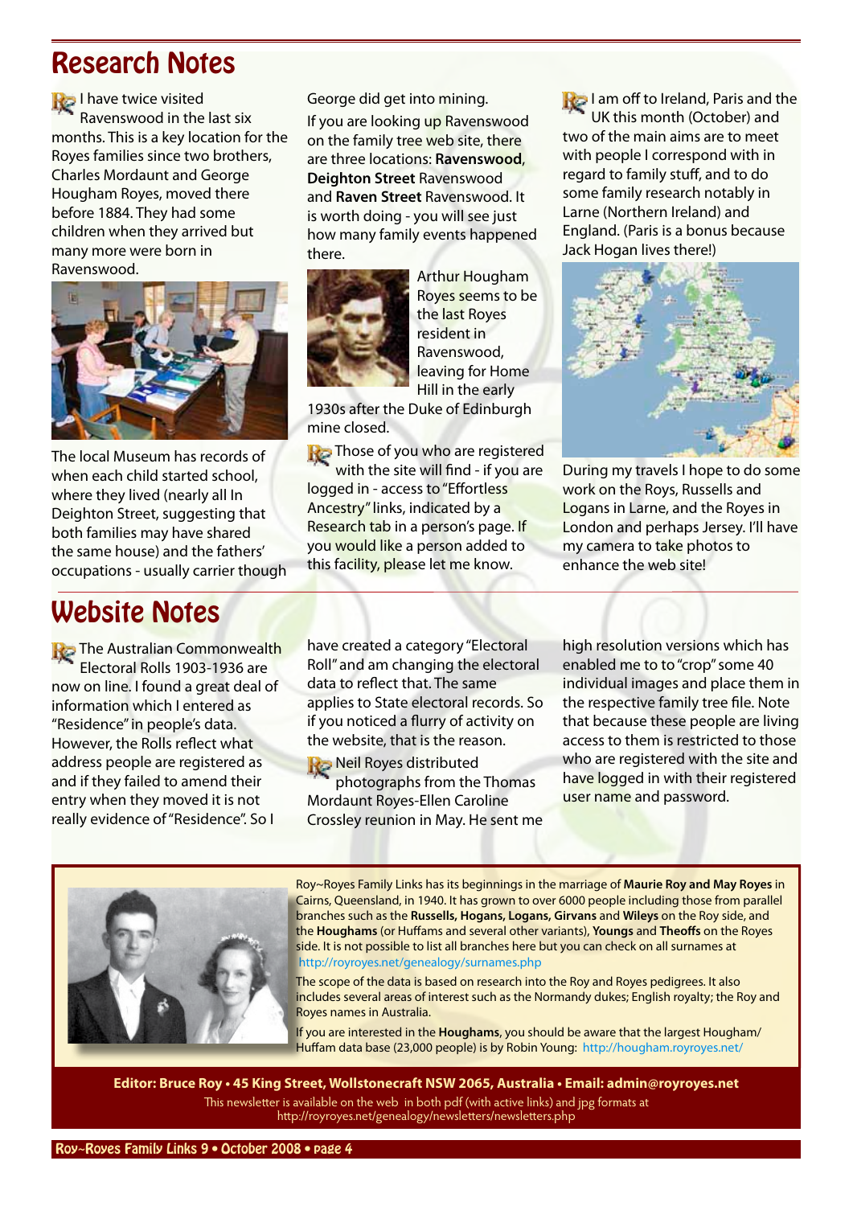# Research Notes

I have twice visited Ravenswood in the last six months. This is a key location for the Royes families since two brothers, Charles Mordaunt and George Hougham Royes, moved there before 1884. They had some children when they arrived but many more were born in Ravenswood.

The local Museum has records of when each child started school, where they lived (nearly all In Deighton Street, suggesting that both families may have shared the same house) and the fathers' occupations - usually carrier though George did get into mining.

If you are looking up Ravenswood on the family tree web site, there are three locations: **Ravenswood**, **Deighton Street** Ravenswood and **Raven Street** Ravenswood. It is worth doing - you will see just how many family events happened there.

Arthur Hougham Royes seems to be the last Royes resident in Ravenswood, leaving for Home Hill in the early 1930s after the Duke of Edinburgh mine closed.

Those of you who are registered with the site will find - if you are logged in - access to "Effortless Ancestry" links, indicated by a Research tab in a person's page. If you would like a person added to this facility, please let me know.

I am off to Ireland, Paris and the UK this month (October) and two of the main aims are to meet with people I correspond with in regard to family stuff, and to do some family research notably in Larne (Northern Ireland) and England. (Paris is a bonus because Jack Hogan lives there!)

During my travels I hope to do some work on the Roys, Russells and Logans in Larne, and the Royes in London and perhaps Jersey. I'll have my camera to take photos to enhance the web site!

# Website Notes

The Australian Commonwealth Electoral Rolls 1903-1936 are now on line. I found a great deal of information which I entered as "Residence" in people's data. However, the Rolls reflect what address people are registered as and if they failed to amend their entry when they moved it is not really evidence of "Residence". So I have created a category "Electoral Roll" and am changing the electoral data to reflect that. The same applies to State electoral records. So if you noticed a flurry of activity on the website, that is the reason.

Neil Royes distributed photographs from the Thomas Mordaunt Royes-Ellen Caroline Crossley reunion in May. He sent me high resolution versions which has enabled me to to "crop" some 40 individual images and place them in the respective family tree file. Note that because these people are living access to them is restricted to those who are registered with the site and have logged in with their registered user name and password.

Roy~Royes Family Links has its beginnings in the marriage of **Maurie Roy and May Royes** in Cairns, Queensland, in 1940. It has grown to over 6000 people including those from parallel branches such as the **Russells, Hogans, Logans, Girvans** and **Wileys** on the Roy side, and the **Houghams** (or Huffams and several other variants), **Youngs** and **Theoffs** on the Royes side. It is not possible to list all branches here but you can check on all surnames at http://royroyes.net/genealogy/surnames.php

The scope of the data is based on research into the Roy and Royes pedigrees. It also includes several areas of interest such as the Normandy dukes; English royalty; the Roy and Royes names in Australia.

If you are interested in the **Houghams**, you should be aware that the largest Hougham/Huffam data base (23,000 people) is by Robin Young: http://hougham.royroyes.net/

**Editor: Bruce Roy • 45 King Street, Wollstonecraft NSW 2065, Australia • Email: admin@royroyes.net**

This newsletter is available on the web in both pdf (with active links) and jpg formats at http://royroyes.net/genealogy/newsletters/newsletters.php